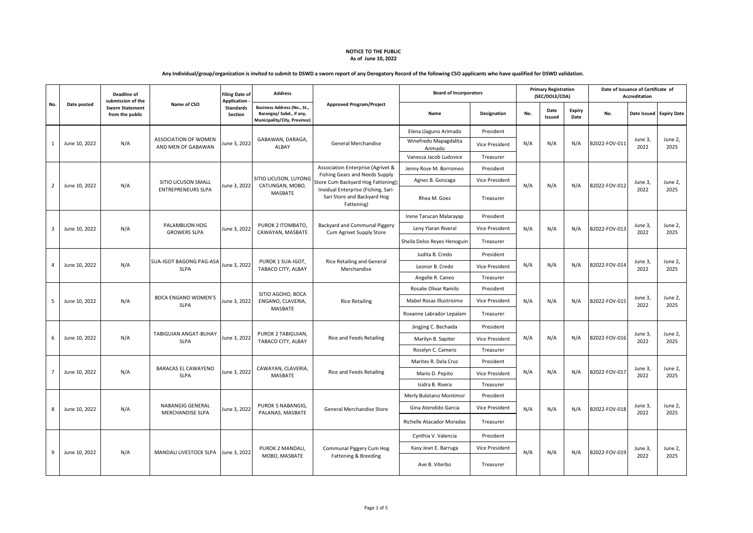**NOTICE TO THE PUBLIC**
**As of June 10, 2022**

**Any Individual/group/organization is invited to submit to DSWD a sworn report of any Derogatory Record of the following CSO applicants who have qualified for DSWD validation.**

| No. | Date posted | Deadline of submission of the Sworn Statement from the public | Name of CSO | Filing Date of Application - Standards Section | Address | Approved Program/Project | Board of Incorporators | | Primary Registration (SEC/DOLE/CDA) | | | Date of Issuance of Certificate of Accreditation | | |
|---|---|---|---|---|---|---|---|---|---|---|---|---|---|---|
| | | | | | Business Address (No., St., Barangay/ Subd., if any, Municipality/City, Province) | | Name | Designation | No. | Date Issued | Expiry Date | No. | Date Issued | Expiry Date |
| 1 | June 10, 2022 | N/A | ASSOCIATION OF WOMEN AND MEN OF GABAWAN | June 3, 2022 | GABAWAN, DARAGA, ALBAY | General Merchandise | Elena Llaguno Arimado | President | N/A | N/A | N/A | B2022-FOV-011 | June 3, 2022 | June 2, 2025 |
| | | | | | | | Winefredo Mapagdalita Arimado | Vice President | | | | | | |
| | | | | | | | Vanessa Jacob Ludovice | Treasurer | | | | | | |
| 2 | June 10, 2022 | N/A | SITIO LICUSON SMALL ENTREPRENEURS SLPA | June 3, 2022 | SITIO LICUSON, LUYONG CATUNGAN, MOBO, MASBATE | Association Enterprise (Agrivet & Fishing Gears and Needs Supply Store Cum Backyard Hog Fattening); Invidual Enterprise (Fishing, Sari-Sari Store and Backyard Hog Fattening) | Jenny Rose M. Borromeo | President | N/A | N/A | N/A | B2022-FOV-012 | June 3, 2022 | June 2, 2025 |
| | | | | | | | Agnes B. Gonzaga | Vice President | | | | | | |
| | | | | | | | Rhea M. Goez | Treasurer | | | | | | |
| 3 | June 10, 2022 | N/A | PALAMBUON HOG GROWERS SLPA | June 3, 2022 | PUROK 2 ITOMBATO, CAWAYAN, MASBATE | Backyard and Communal Piggery Cum Agrivet Supply Store | Irene Tarucan Malarayap | President | N/A | N/A | N/A | B2022-FOV-013 | June 3, 2022 | June 2, 2025 |
| | | | | | | | Leny Ylaran Riveral | Vice President | | | | | | |
| | | | | | | | Sheila Delos Reyes Henoguin | Treasurer | | | | | | |
| 4 | June 10, 2022 | N/A | SUA-IGOT BAGONG PAG-ASA SLPA | June 3, 2022 | PUROK 1 SUA-IGOT, TABACO CITY, ALBAY | Rice Retailing and General Merchandise | Judita B. Credo | President | N/A | N/A | N/A | B2022-FOV-014 | June 3, 2022 | June 2, 2025 |
| | | | | | | | Leonor B. Credo | Vice President | | | | | | |
| | | | | | | | Angelie R. Caneo | Treasurer | | | | | | |
| 5 | June 10, 2022 | N/A | BOCA ENGANO WOMEN'S SLPA | June 3, 2022 | SITIO AGOHO, BOCA ENGANO, CLAVERIA, MASBATE | Rice Retailing | Rosalie Olivar Ramilo | President | N/A | N/A | N/A | B2022-FOV-015 | June 3, 2022 | June 2, 2025 |
| | | | | | | | Mabel Rosas Illustrisimo | Vice President | | | | | | |
| | | | | | | | Roxanne Labrador Lepalam | Treasurer | | | | | | |
| 6 | June 10, 2022 | N/A | TABIGUIAN ANGAT-BUHAY SLPA | June 3, 2022 | PUROK 2 TABIGUIAN, TABACO CITY, ALBAY | Rice and Feeds Retailing | Jingjing C. Bechaida | President | N/A | N/A | N/A | B2022-FOV-016 | June 3, 2022 | June 2, 2025 |
| | | | | | | | Marilyn B. Sapiter | Vice President | | | | | | |
| | | | | | | | Roselyn C. Camero | Treasurer | | | | | | |
| 7 | June 10, 2022 | N/A | BARACAS EL CAWAYENO SLPA | June 3, 2022 | CAWAYAN, CLAVERIA, MASBATE | Rice and Feeds Retailing | Marites R. Dela Cruz | President | N/A | N/A | N/A | B2022-FOV-017 | June 3, 2022 | June 2, 2025 |
| | | | | | | | Mario D. Pepito | Vice President | | | | | | |
| | | | | | | | Isidra B. Rivera | Treasurer | | | | | | |
| 8 | June 10, 2022 | N/A | NABANGIG GENERAL MERCHANDISE SLPA | June 3, 2022 | PUROK 5 NABANGIG, PALANAS, MASBATE | General Merchandise Store | Merly Bulotano Montimor | President | N/A | N/A | N/A | B2022-FOV-018 | June 3, 2022 | June 2, 2025 |
| | | | | | | | Gina Atendido Garcia | Vice President | | | | | | |
| | | | | | | | Richelle Atacador Moradas | Treasurer | | | | | | |
| 9 | June 10, 2022 | N/A | MANDALI LIVESTOCK SLPA | June 3, 2022 | PUROK 2 MANDALI, MOBO, MASBATE | Communal Piggery Cum Hog Fattening & Breeding | Cynthia V. Valencia | President | N/A | N/A | N/A | B2022-FOV-019 | June 3, 2022 | June 2, 2025 |
| | | | | | | | Kasy Jean E. Barruga | Vice President | | | | | | |
| | | | | | | | Ave B. Viterbo | Treasurer | | | | | | |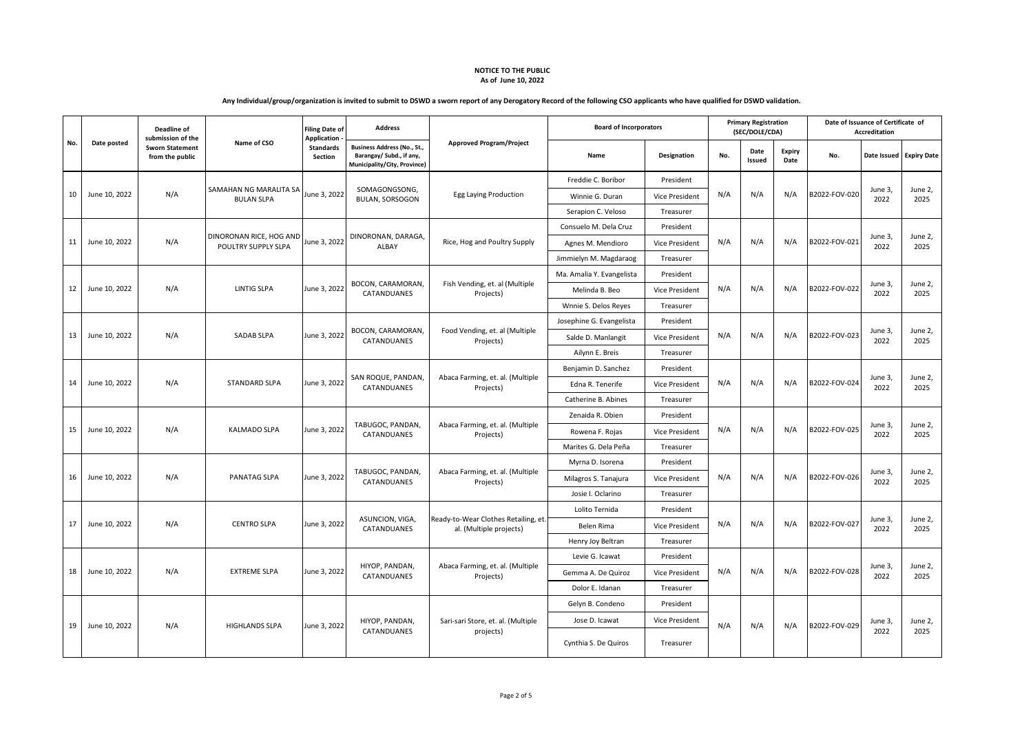**NOTICE TO THE PUBLIC**
**As of June 10, 2022**

**Any Individual/group/organization is invited to submit to DSWD a sworn report of any Derogatory Record of the following CSO applicants who have qualified for DSWD validation.**

| No. | Date posted | Deadline of submission of the Sworn Statement from the public | Name of CSO | Filing Date of Application - Standards Section | Address | Approved Program/Project | Board of Incorporators | | Primary Registration (SEC/DOLE/CDA) | | | Date of Issuance of Certificate of Accreditation | | |
|---|---|---|---|---|---|---|---|---|---|---|---|---|---|---|
| | | | | | Business Address (No., St., Barangay/ Subd., if any, Municipality/City, Province) | | Name | Designation | No. | Date Issued | Expiry Date | No. | Date Issued | Expiry Date |
| 10 | June 10, 2022 | N/A | SAMAHAN NG MARALITA SA BULAN SLPA | June 3, 2022 | SOMAGONGSONG, BULAN, SORSOGON | Egg Laying Production | Freddie C. Boribor | President | N/A | N/A | N/A | B2022-FOV-020 | June 3, 2022 | June 2, 2025 |
| | | | | | | | Winnie G. Duran | Vice President | | | | | | |
| | | | | | | | Serapion C. Veloso | Treasurer | | | | | | |
| 11 | June 10, 2022 | N/A | DINORONAN RICE, HOG AND POULTRY SUPPLY SLPA | June 3, 2022 | DINORONAN, DARAGA, ALBAY | Rice, Hog and Poultry Supply | Consuelo M. Dela Cruz | President | N/A | N/A | N/A | B2022-FOV-021 | June 3, 2022 | June 2, 2025 |
| | | | | | | | Agnes M. Mendioro | Vice President | | | | | | |
| | | | | | | | Jimmielyn M. Magdaraog | Treasurer | | | | | | |
| 12 | June 10, 2022 | N/A | LINTIG SLPA | June 3, 2022 | BOCON, CARAMORAN, CATANDUANES | Fish Vending, et. al (Multiple Projects) | Ma. Amalia Y. Evangelista | President | N/A | N/A | N/A | B2022-FOV-022 | June 3, 2022 | June 2, 2025 |
| | | | | | | | Melinda B. Beo | Vice President | | | | | | |
| | | | | | | | Wnnie S. Delos Reyes | Treasurer | | | | | | |
| 13 | June 10, 2022 | N/A | SADAB SLPA | June 3, 2022 | BOCON, CARAMORAN, CATANDUANES | Food Vending, et. al (Multiple Projects) | Josephine G. Evangelista | President | N/A | N/A | N/A | B2022-FOV-023 | June 3, 2022 | June 2, 2025 |
| | | | | | | | Salde D. Manlangit | Vice President | | | | | | |
| | | | | | | | Ailynn E. Breis | Treasurer | | | | | | |
| 14 | June 10, 2022 | N/A | STANDARD SLPA | June 3, 2022 | SAN ROQUE, PANDAN, CATANDUANES | Abaca Farming, et. al. (Multiple Projects) | Benjamin D. Sanchez | President | N/A | N/A | N/A | B2022-FOV-024 | June 3, 2022 | June 2, 2025 |
| | | | | | | | Edna R. Tenerife | Vice President | | | | | | |
| | | | | | | | Catherine B. Abines | Treasurer | | | | | | |
| 15 | June 10, 2022 | N/A | KALMADO SLPA | June 3, 2022 | TABUGOC, PANDAN, CATANDUANES | Abaca Farming, et. al. (Multiple Projects) | Zenaida R. Obien | President | N/A | N/A | N/A | B2022-FOV-025 | June 3, 2022 | June 2, 2025 |
| | | | | | | | Rowena F. Rojas | Vice President | | | | | | |
| | | | | | | | Marites G. Dela Peña | Treasurer | | | | | | |
| 16 | June 10, 2022 | N/A | PANATAG SLPA | June 3, 2022 | TABUGOC, PANDAN, CATANDUANES | Abaca Farming, et. al. (Multiple Projects) | Myrna D. Isorena | President | N/A | N/A | N/A | B2022-FOV-026 | June 3, 2022 | June 2, 2025 |
| | | | | | | | Milagros S. Tanajura | Vice President | | | | | | |
| | | | | | | | Josie I. Oclarino | Treasurer | | | | | | |
| 17 | June 10, 2022 | N/A | CENTRO SLPA | June 3, 2022 | ASUNCION, VIGA, CATANDUANES | Ready-to-Wear Clothes Retailing, et. al. (Multiple projects) | Lolito Ternida | President | N/A | N/A | N/A | B2022-FOV-027 | June 3, 2022 | June 2, 2025 |
| | | | | | | | Belen Rima | Vice President | | | | | | |
| | | | | | | | Henry Joy Beltran | Treasurer | | | | | | |
| 18 | June 10, 2022 | N/A | EXTREME SLPA | June 3, 2022 | HIYOP, PANDAN, CATANDUANES | Abaca Farming, et. al. (Multiple Projects) | Levie G. Icawat | President | N/A | N/A | N/A | B2022-FOV-028 | June 3, 2022 | June 2, 2025 |
| | | | | | | | Gemma A. De Quiroz | Vice President | | | | | | |
| | | | | | | | Dolor E. Idanan | Treasurer | | | | | | |
| 19 | June 10, 2022 | N/A | HIGHLANDS SLPA | June 3, 2022 | HIYOP, PANDAN, CATANDUANES | Sari-sari Store, et. al. (Multiple projects) | Gelyn B. Condeno | President | N/A | N/A | N/A | B2022-FOV-029 | June 3, 2022 | June 2, 2025 |
| | | | | | | | Jose D. Icawat | Vice President | | | | | | |
| | | | | | | | Cynthia S. De Quiros | Treasurer | | | | | | |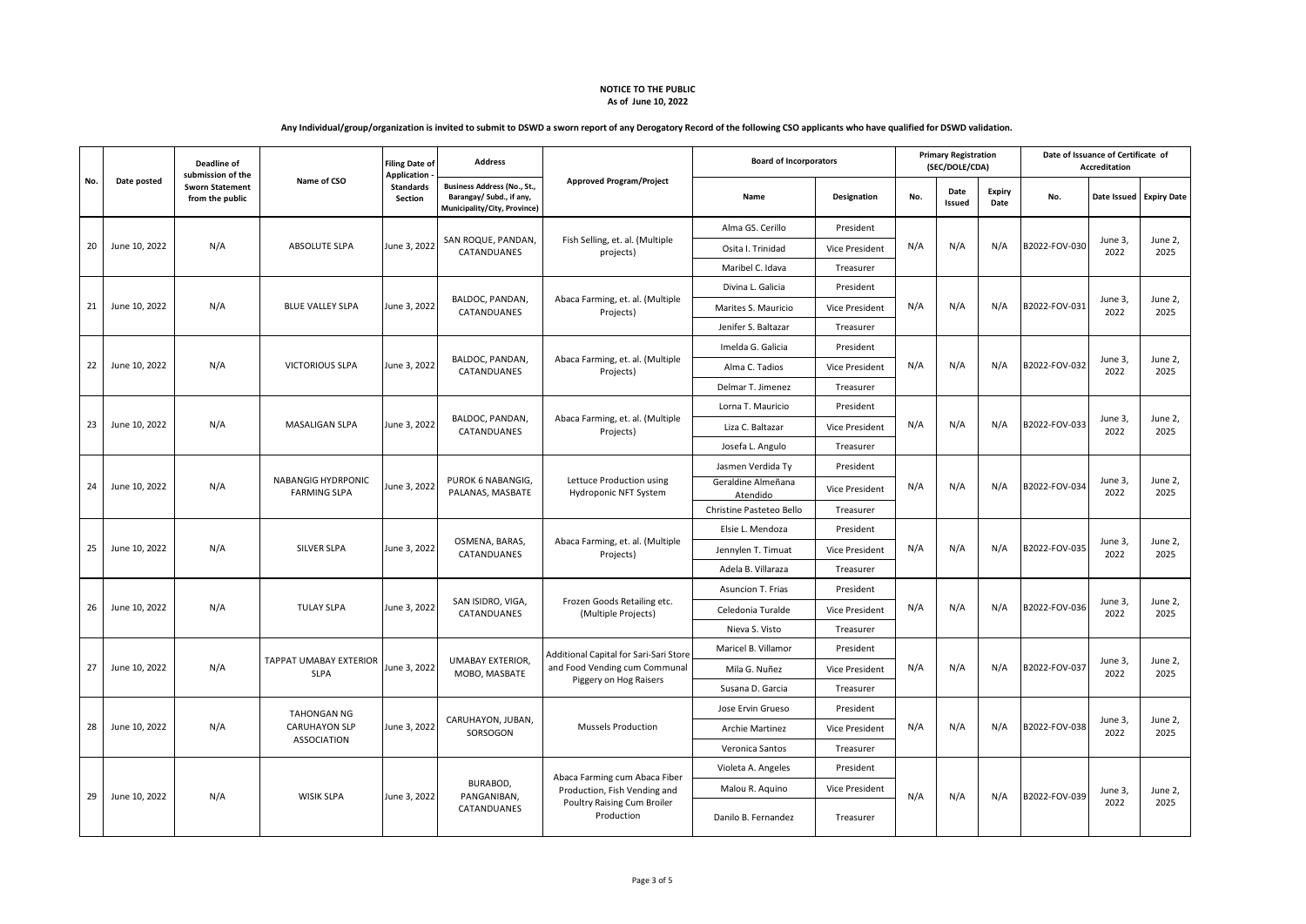**NOTICE TO THE PUBLIC**
**As of June 10, 2022**

**Any Individual/group/organization is invited to submit to DSWD a sworn report of any Derogatory Record of the following CSO applicants who have qualified for DSWD validation.**

| No. | Date posted | Deadline of submission of the Sworn Statement from the public | Name of CSO | Filing Date of Application - Standards Section | Address | Approved Program/Project | Board of Incorporators | | Primary Registration (SEC/DOLE/CDA) | | | Date of Issuance of Certificate of Accreditation | | |
|---|---|---|---|---|---|---|---|---|---|---|---|---|---|---|
| | | | | | Business Address (No., St., Barangay/ Subd., if any, Municipality/City, Province) | | Name | Designation | No. | Date Issued | Expiry Date | No. | Date Issued | Expiry Date |
| 20 | June 10, 2022 | N/A | ABSOLUTE SLPA | June 3, 2022 | SAN ROQUE, PANDAN, CATANDUANES | Fish Selling, et. al. (Multiple projects) | Alma GS. Cerillo | President | N/A | N/A | N/A | B2022-FOV-030 | June 3, 2022 | June 2, 2025 |
| | | | | | | | Osita I. Trinidad | Vice President | | | | | | |
| | | | | | | | Maribel C. Idava | Treasurer | | | | | | |
| 21 | June 10, 2022 | N/A | BLUE VALLEY SLPA | June 3, 2022 | BALDOC, PANDAN, CATANDUANES | Abaca Farming, et. al. (Multiple Projects) | Divina L. Galicia | President | N/A | N/A | N/A | B2022-FOV-031 | June 3, 2022 | June 2, 2025 |
| | | | | | | | Marites S. Mauricio | Vice President | | | | | | |
| | | | | | | | Jenifer S. Baltazar | Treasurer | | | | | | |
| 22 | June 10, 2022 | N/A | VICTORIOUS SLPA | June 3, 2022 | BALDOC, PANDAN, CATANDUANES | Abaca Farming, et. al. (Multiple Projects) | Imelda G. Galicia | President | N/A | N/A | N/A | B2022-FOV-032 | June 3, 2022 | June 2, 2025 |
| | | | | | | | Alma C. Tadios | Vice President | | | | | | |
| | | | | | | | Delmar T. Jimenez | Treasurer | | | | | | |
| 23 | June 10, 2022 | N/A | MASALIGAN SLPA | June 3, 2022 | BALDOC, PANDAN, CATANDUANES | Abaca Farming, et. al. (Multiple Projects) | Lorna T. Mauricio | President | N/A | N/A | N/A | B2022-FOV-033 | June 3, 2022 | June 2, 2025 |
| | | | | | | | Liza C. Baltazar | Vice President | | | | | | |
| | | | | | | | Josefa L. Angulo | Treasurer | | | | | | |
| 24 | June 10, 2022 | N/A | NABANGIG HYDRPONIC FARMING SLPA | June 3, 2022 | PUROK 6 NABANGIG, PALANAS, MASBATE | Lettuce Production using Hydroponic NFT System | Jasmen Verdida Ty | President | N/A | N/A | N/A | B2022-FOV-034 | June 3, 2022 | June 2, 2025 |
| | | | | | | | Geraldine Almeñana Atendido | Vice President | | | | | | |
| | | | | | | | Christine Pasteteo Bello | Treasurer | | | | | | |
| 25 | June 10, 2022 | N/A | SILVER SLPA | June 3, 2022 | OSMENA, BARAS, CATANDUANES | Abaca Farming, et. al. (Multiple Projects) | Elsie L. Mendoza | President | N/A | N/A | N/A | B2022-FOV-035 | June 3, 2022 | June 2, 2025 |
| | | | | | | | Jennylen T. Timuat | Vice President | | | | | | |
| | | | | | | | Adela B. Villaraza | Treasurer | | | | | | |
| 26 | June 10, 2022 | N/A | TULAY SLPA | June 3, 2022 | SAN ISIDRO, VIGA, CATANDUANES | Frozen Goods Retailing etc. (Multiple Projects) | Asuncion T. Frias | President | N/A | N/A | N/A | B2022-FOV-036 | June 3, 2022 | June 2, 2025 |
| | | | | | | | Celedonia Turalde | Vice President | | | | | | |
| | | | | | | | Nieva S. Visto | Treasurer | | | | | | |
| 27 | June 10, 2022 | N/A | TAPPAT UMABAY EXTERIOR SLPA | June 3, 2022 | UMABAY EXTERIOR, MOBO, MASBATE | Additional Capital for Sari-Sari Store and Food Vending cum Communal Piggery on Hog Raisers | Maricel B. Villamor | President | N/A | N/A | N/A | B2022-FOV-037 | June 3, 2022 | June 2, 2025 |
| | | | | | | | Mila G. Nuñez | Vice President | | | | | | |
| | | | | | | | Susana D. Garcia | Treasurer | | | | | | |
| 28 | June 10, 2022 | N/A | TAHONGAN NG CARUHAYON SLP ASSOCIATION | June 3, 2022 | CARUHAYON, JUBAN, SORSOGON | Mussels Production | Jose Ervin Grueso | President | N/A | N/A | N/A | B2022-FOV-038 | June 3, 2022 | June 2, 2025 |
| | | | | | | | Archie Martinez | Vice President | | | | | | |
| | | | | | | | Veronica Santos | Treasurer | | | | | | |
| 29 | June 10, 2022 | N/A | WISIK SLPA | June 3, 2022 | BURABOD, PANGANIBAN, CATANDUANES | Abaca Farming cum Abaca Fiber Production, Fish Vending and Poultry Raising Cum Broiler Production | Violeta A. Angeles | President | N/A | N/A | N/A | B2022-FOV-039 | June 3, 2022 | June 2, 2025 |
| | | | | | | | Malou R. Aquino | Vice President | | | | | | |
| | | | | | | | Danilo B. Fernandez | Treasurer | | | | | | |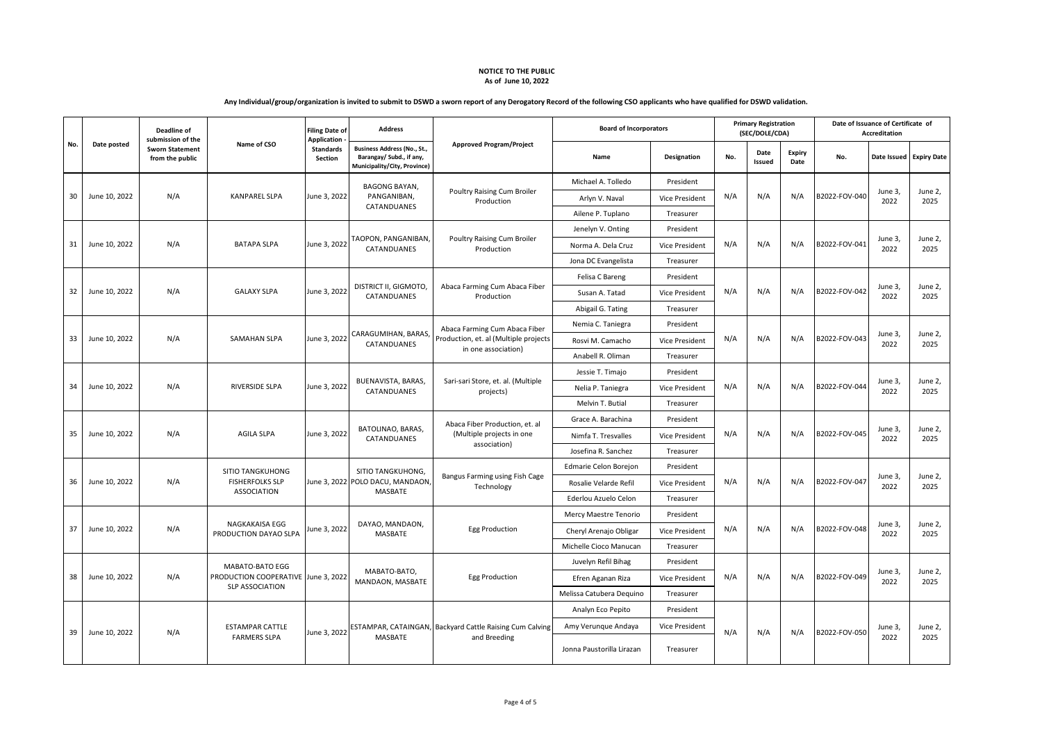**NOTICE TO THE PUBLIC**
**As of June 10, 2022**

**Any Individual/group/organization is invited to submit to DSWD a sworn report of any Derogatory Record of the following CSO applicants who have qualified for DSWD validation.**

| No. | Date posted | Deadline of submission of the Sworn Statement from the public | Name of CSO | Filing Date of Application - Standards Section | Address | Approved Program/Project | Board of Incorporators | | Primary Registration (SEC/DOLE/CDA) | | | Date of Issuance of Certificate of Accreditation | | |
|---|---|---|---|---|---|---|---|---|---|---|---|---|---|---|
| | | | | | Business Address (No., St., Barangay/ Subd., if any, Municipality/City, Province) | | Name | Designation | No. | Date Issued | Expiry Date | No. | Date Issued | Expiry Date |
| 30 | June 10, 2022 | N/A | KANPAREL SLPA | June 3, 2022 | BAGONG BAYAN, PANGANIBAN, CATANDUANES | Poultry Raising Cum Broiler Production | Michael A. Tolledo | President | N/A | N/A | N/A | B2022-FOV-040 | June 3, 2022 | June 2, 2025 |
| | | | | | | | Arlyn V. Naval | Vice President | | | | | | |
| | | | | | | | Ailene P. Tuplano | Treasurer | | | | | | |
| 31 | June 10, 2022 | N/A | BATAPA SLPA | June 3, 2022 | TAOPON, PANGANIBAN, CATANDUANES | Poultry Raising Cum Broiler Production | Jenelyn V. Onting | President | N/A | N/A | N/A | B2022-FOV-041 | June 3, 2022 | June 2, 2025 |
| | | | | | | | Norma A. Dela Cruz | Vice President | | | | | | |
| | | | | | | | Jona DC Evangelista | Treasurer | | | | | | |
| 32 | June 10, 2022 | N/A | GALAXY SLPA | June 3, 2022 | DISTRICT II, GIGMOTO, CATANDUANES | Abaca Farming Cum Abaca Fiber Production | Felisa C Bareng | President | N/A | N/A | N/A | B2022-FOV-042 | June 3, 2022 | June 2, 2025 |
| | | | | | | | Susan A. Tatad | Vice President | | | | | | |
| | | | | | | | Abigail G. Tating | Treasurer | | | | | | |
| 33 | June 10, 2022 | N/A | SAMAHAN SLPA | June 3, 2022 | CARAGUMIHAN, BARAS, CATANDUANES | Abaca Farming Cum Abaca Fiber Production, et. al (Multiple projects in one association) | Nemia C. Taniegra | President | N/A | N/A | N/A | B2022-FOV-043 | June 3, 2022 | June 2, 2025 |
| | | | | | | | Rosvi M. Camacho | Vice President | | | | | | |
| | | | | | | | Anabell R. Oliman | Treasurer | | | | | | |
| 34 | June 10, 2022 | N/A | RIVERSIDE SLPA | June 3, 2022 | BUENAVISTA, BARAS, CATANDUANES | Sari-sari Store, et. al. (Multiple projects) | Jessie T. Timajo | President | N/A | N/A | N/A | B2022-FOV-044 | June 3, 2022 | June 2, 2025 |
| | | | | | | | Nelia P. Taniegra | Vice President | | | | | | |
| | | | | | | | Melvin T. Butial | Treasurer | | | | | | |
| 35 | June 10, 2022 | N/A | AGILA SLPA | June 3, 2022 | BATOLINAO, BARAS, CATANDUANES | Abaca Fiber Production, et. al (Multiple projects in one association) | Grace A. Barachina | President | N/A | N/A | N/A | B2022-FOV-045 | June 3, 2022 | June 2, 2025 |
| | | | | | | | Nimfa T. Tresvalles | Vice President | | | | | | |
| | | | | | | | Josefina R. Sanchez | Treasurer | | | | | | |
| 36 | June 10, 2022 | N/A | SITIO TANGKUHONG FISHERFOLKS SLP ASSOCIATION | June 3, 2022 | SITIO TANGKUHONG, POLO DACU, MANDAON, MASBATE | Bangus Farming using Fish Cage Technology | Edmarie Celon Borejon | President | N/A | N/A | N/A | B2022-FOV-047 | June 3, 2022 | June 2, 2025 |
| | | | | | | | Rosalie Velarde Refil | Vice President | | | | | | |
| | | | | | | | Ederlou Azuelo Celon | Treasurer | | | | | | |
| 37 | June 10, 2022 | N/A | NAGKAKAISA EGG PRODUCTION DAYAO SLPA | June 3, 2022 | DAYAO, MANDAON, MASBATE | Egg Production | Mercy Maestre Tenorio | President | N/A | N/A | N/A | B2022-FOV-048 | June 3, 2022 | June 2, 2025 |
| | | | | | | | Cheryl Arenajo Obligar | Vice President | | | | | | |
| | | | | | | | Michelle Cioco Manucan | Treasurer | | | | | | |
| 38 | June 10, 2022 | N/A | MABATO-BATO EGG PRODUCTION COOPERATIVE SLP ASSOCIATION | June 3, 2022 | MABATO-BATO, MANDAON, MASBATE | Egg Production | Juvelyn Refil Bihag | President | N/A | N/A | N/A | B2022-FOV-049 | June 3, 2022 | June 2, 2025 |
| | | | | | | | Efren Aganan Riza | Vice President | | | | | | |
| | | | | | | | Melissa Catubera Dequino | Treasurer | | | | | | |
| 39 | June 10, 2022 | N/A | ESTAMPAR CATTLE FARMERS SLPA | June 3, 2022 | ESTAMPAR, CATAINGAN, MASBATE | Backyard Cattle Raising Cum Calving and Breeding | Analyn Eco Pepito | President | N/A | N/A | N/A | B2022-FOV-050 | June 3, 2022 | June 2, 2025 |
| | | | | | | | Amy Verunque Andaya | Vice President | | | | | | |
| | | | | | | | Jonna Paustorilla Lirazan | Treasurer | | | | | | |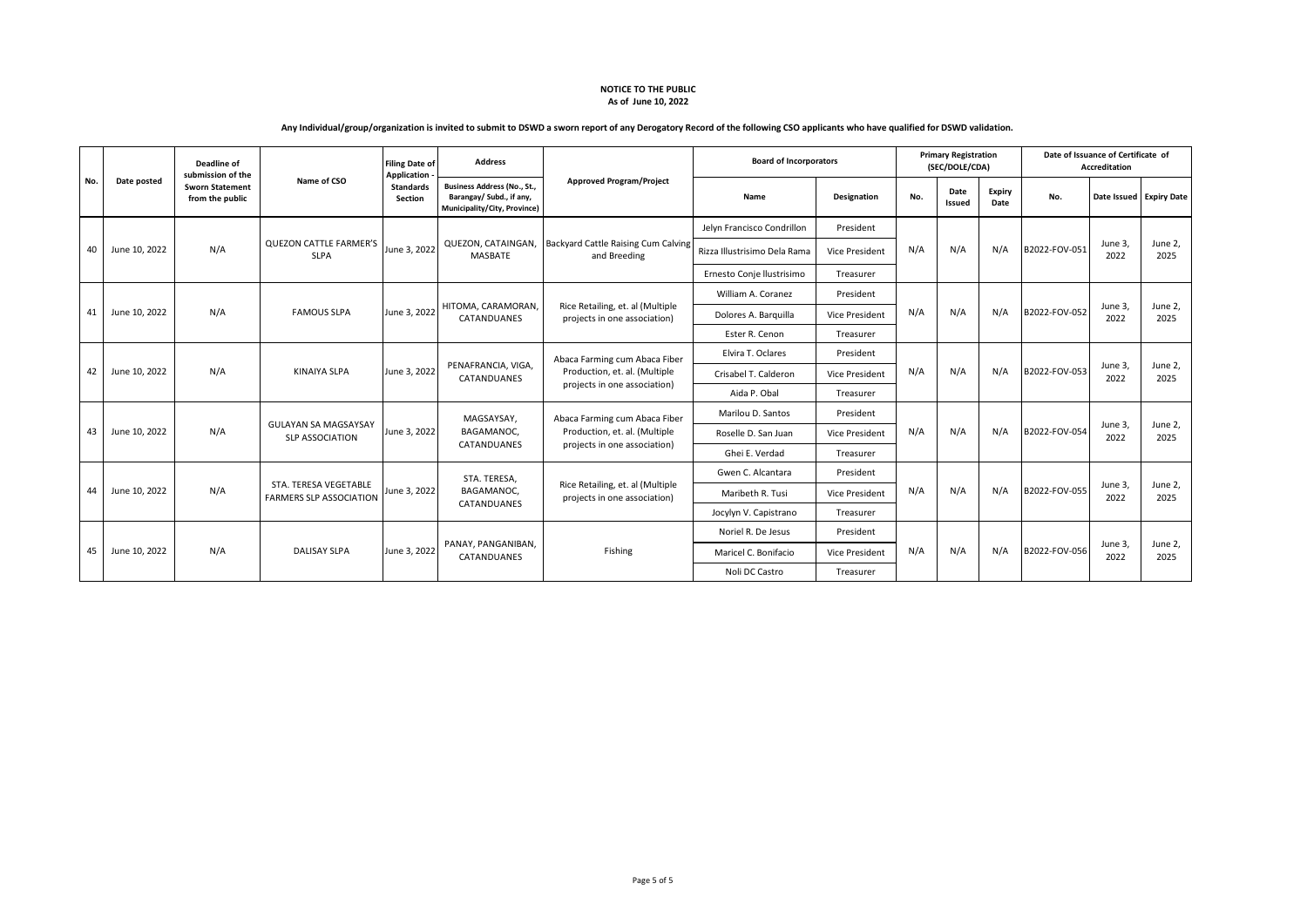**NOTICE TO THE PUBLIC**
**As of June 10, 2022**

**Any Individual/group/organization is invited to submit to DSWD a sworn report of any Derogatory Record of the following CSO applicants who have qualified for DSWD validation.**

| No. | Date posted | Deadline of submission of the Sworn Statement from the public | Name of CSO | Filing Date of Application - Standards Section | Address | Approved Program/Project | Board of Incorporators | | Primary Registration (SEC/DOLE/CDA) | | | Date of Issuance of Certificate of Accreditation | | |
|---|---|---|---|---|---|---|---|---|---|---|---|---|---|---|
| | | | | | Business Address (No., St., Barangay/ Subd., if any, Municipality/City, Province) | | Name | Designation | No. | Date Issued | Expiry Date | No. | Date Issued | Expiry Date |
| 40 | June 10, 2022 | N/A | QUEZON CATTLE FARMER'S SLPA | June 3, 2022 | QUEZON, CATAINGAN, MASBATE | Backyard Cattle Raising Cum Calving and Breeding | Jelyn Francisco Condrillon | President | N/A | N/A | N/A | B2022-FOV-051 | June 3, 2022 | June 2, 2025 |
| | | | | | | | Rizza Illustrisimo Dela Rama | Vice President | | | | | | |
| | | | | | | | Ernesto Conje Ilustrisimo | Treasurer | | | | | | |
| 41 | June 10, 2022 | N/A | FAMOUS SLPA | June 3, 2022 | HITOMA, CARAMORAN, CATANDUANES | Rice Retailing, et. al (Multiple projects in one association) | William A. Coranez | President | N/A | N/A | N/A | B2022-FOV-052 | June 3, 2022 | June 2, 2025 |
| | | | | | | | Dolores A. Barquilla | Vice President | | | | | | |
| | | | | | | | Ester R. Cenon | Treasurer | | | | | | |
| 42 | June 10, 2022 | N/A | KINAIYA SLPA | June 3, 2022 | PENAFRANCIA, VIGA, CATANDUANES | Abaca Farming cum Abaca Fiber Production, et. al. (Multiple projects in one association) | Elvira T. Oclares | President | N/A | N/A | N/A | B2022-FOV-053 | June 3, 2022 | June 2, 2025 |
| | | | | | | | Crisabel T. Calderon | Vice President | | | | | | |
| | | | | | | | Aida P. Obal | Treasurer | | | | | | |
| 43 | June 10, 2022 | N/A | GULAYAN SA MAGSAYSAY SLP ASSOCIATION | June 3, 2022 | MAGSAYSAY, BAGAMANOC, CATANDUANES | Abaca Farming cum Abaca Fiber Production, et. al. (Multiple projects in one association) | Marilou D. Santos | President | N/A | N/A | N/A | B2022-FOV-054 | June 3, 2022 | June 2, 2025 |
| | | | | | | | Roselle D. San Juan | Vice President | | | | | | |
| | | | | | | | Ghei E. Verdad | Treasurer | | | | | | |
| 44 | June 10, 2022 | N/A | STA. TERESA VEGETABLE FARMERS SLP ASSOCIATION | June 3, 2022 | STA. TERESA, BAGAMANOC, CATANDUANES | Rice Retailing, et. al (Multiple projects in one association) | Gwen C. Alcantara | President | N/A | N/A | N/A | B2022-FOV-055 | June 3, 2022 | June 2, 2025 |
| | | | | | | | Maribeth R. Tusi | Vice President | | | | | | |
| | | | | | | | Jocylyn V. Capistrano | Treasurer | | | | | | |
| 45 | June 10, 2022 | N/A | DALISAY SLPA | June 3, 2022 | PANAY, PANGANIBAN, CATANDUANES | Fishing | Noriel R. De Jesus | President | N/A | N/A | N/A | B2022-FOV-056 | June 3, 2022 | June 2, 2025 |
| | | | | | | | Maricel C. Bonifacio | Vice President | | | | | | |
| | | | | | | | Noli DC Castro | Treasurer | | | | | | |